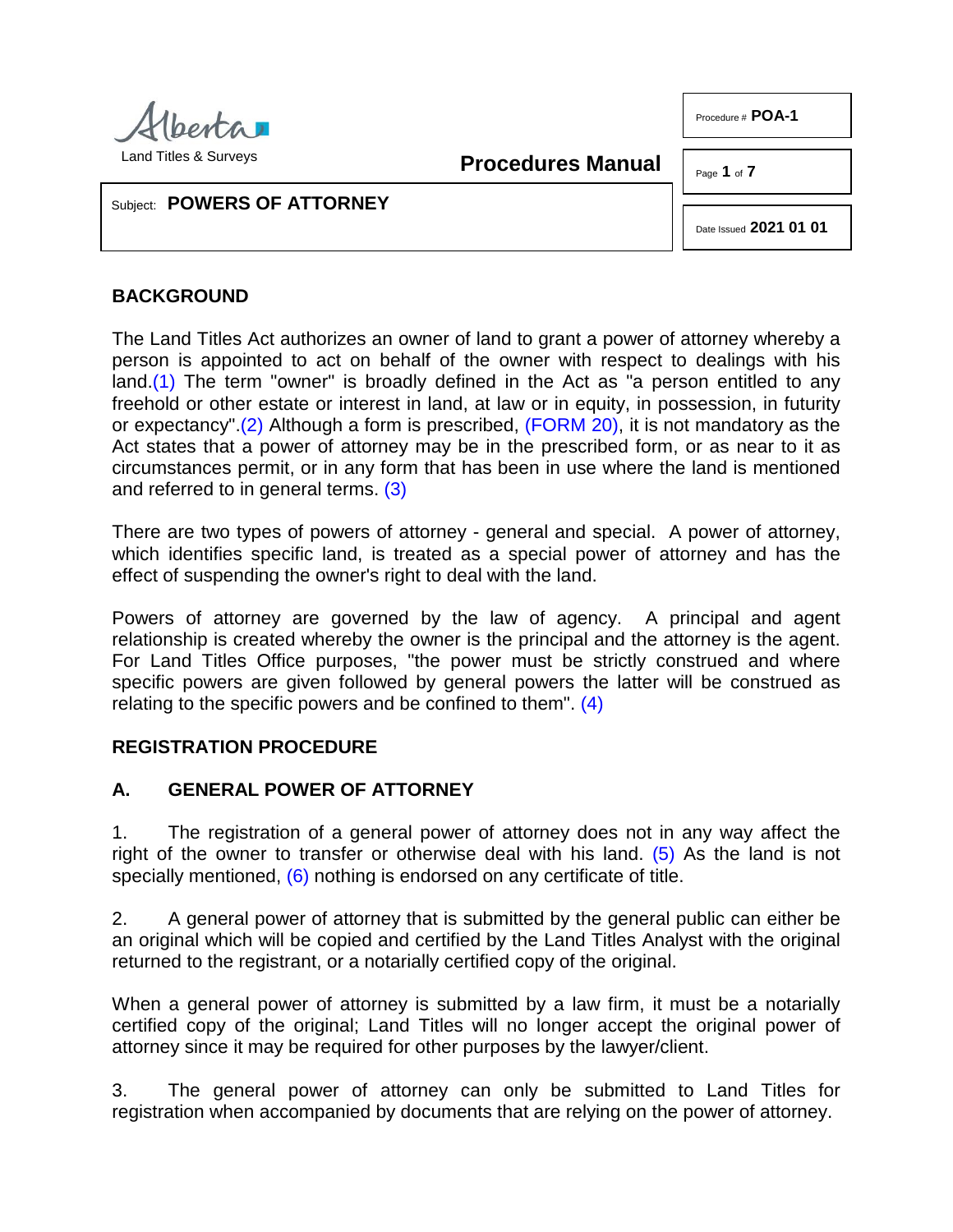Alberta Land Titles & Surveys

**Procedures Manual**

Procedure # **POA-1**

Date Issued **2021 01 01**

Subject: **POWERS OF ATTORNEY**

## BACKGROUND

The Land Titles Act authorizes an owner of land to grant a power of attorney whereby a person is appointed to act on behalf of the owner with respect to dealings with his land.(1) The term "owner" is broadly defined in the Act as "a person entitled to any freehold or other estate or interest in land, at law or in equity, in possession, in futurity or expectancy".(2) Although a form is prescribed, (FORM 20), it is not mandatory as the Act states that a power of attorney may be in the prescribed form, or as near to it as circumstances permit, or in any form that has been in use where the land is mentioned and referred to in general terms. (3)

There are two types of powers of attorney - general and special. A power of attorney, which identifies specific land, is treated as a special power of attorney and has the effect of suspending the owner's right to deal with the land.

Powers of attorney are governed by the law of agency. A principal and agent relationship is created whereby the owner is the principal and the attorney is the agent. For Land Titles Office purposes, "the power must be strictly construed and where specific powers are given followed by general powers the latter will be construed as relating to the specific powers and be confined to them". (4)

## REGISTRATION PROCEDURE

### A. GENERAL POWER OF ATTORNEY

1. The registration of a general power of attorney does not in any way affect the right of the owner to transfer or otherwise deal with his land. (5) As the land is not specially mentioned, (6) nothing is endorsed on any certificate of title.

2. A general power of attorney that is submitted by the general public can either be an original which will be copied and certified by the Land Titles Analyst with the original returned to the registrant, or a notarially certified copy of the original.

When a general power of attorney is submitted by a law firm, it must be a notarially certified copy of the original; Land Titles will no longer accept the original power of attorney since it may be required for other purposes by the lawyer/client.

3. The general power of attorney can only be submitted to Land Titles for registration when accompanied by documents that are relying on the power of attorney.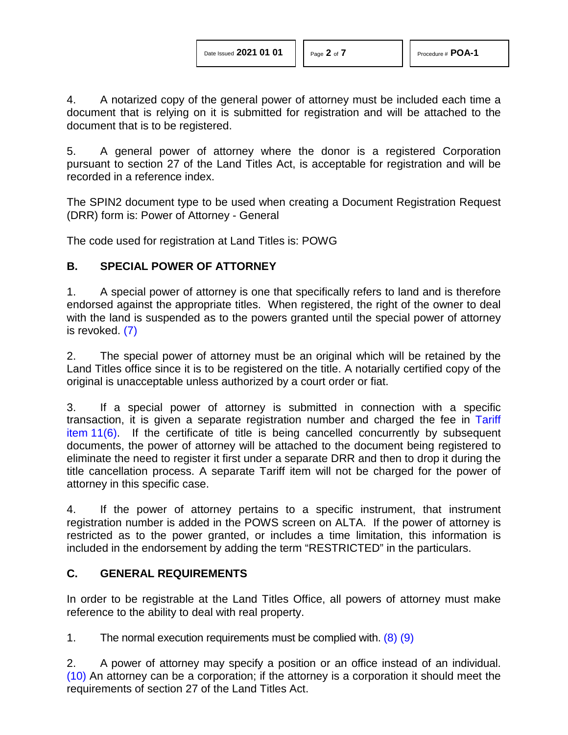4. A notarized copy of the general power of attorney must be included each time a document that is relying on it is submitted for registration and will be attached to the document that is to be registered.

5. A general power of attorney where the donor is a registered Corporation pursuant to section 27 of the Land Titles Act, is acceptable for registration and will be recorded in a reference index.

The SPIN2 document type to be used when creating a Document Registration Request (DRR) form is: Power of Attorney - General

The code used for registration at Land Titles is: POWG

## B. SPECIAL POWER OF ATTORNEY

1. A special power of attorney is one that specifically refers to land and is therefore endorsed against the appropriate titles. When registered, the right of the owner to deal with the land is suspended as to the powers granted until the special power of attorney is revoked. (7)

2. The special power of attorney must be an original which will be retained by the Land Titles office since it is to be registered on the title. A notarially certified copy of the original is unacceptable unless authorized by a court order or fiat.

3. If a special power of attorney is submitted in connection with a specific transaction, it is given a separate registration number and charged the fee in Tariff item 11(6). If the certificate of title is being cancelled concurrently by subsequent documents, the power of attorney will be attached to the document being registered to eliminate the need to register it first under a separate DRR and then to drop it during the title cancellation process. A separate Tariff item will not be charged for the power of attorney in this specific case.

4. If the power of attorney pertains to a specific instrument, that instrument registration number is added in the POWS screen on ALTA. If the power of attorney is restricted as to the power granted, or includes a time limitation, this information is included in the endorsement by adding the term "RESTRICTED" in the particulars.

## C. GENERAL REQUIREMENTS

In order to be registrable at the Land Titles Office, all powers of attorney must make reference to the ability to deal with real property.

1. The normal execution requirements must be complied with. (8) (9)

2. A power of attorney may specify a position or an office instead of an individual. (10) An attorney can be a corporation; if the attorney is a corporation it should meet the requirements of section 27 of the Land Titles Act.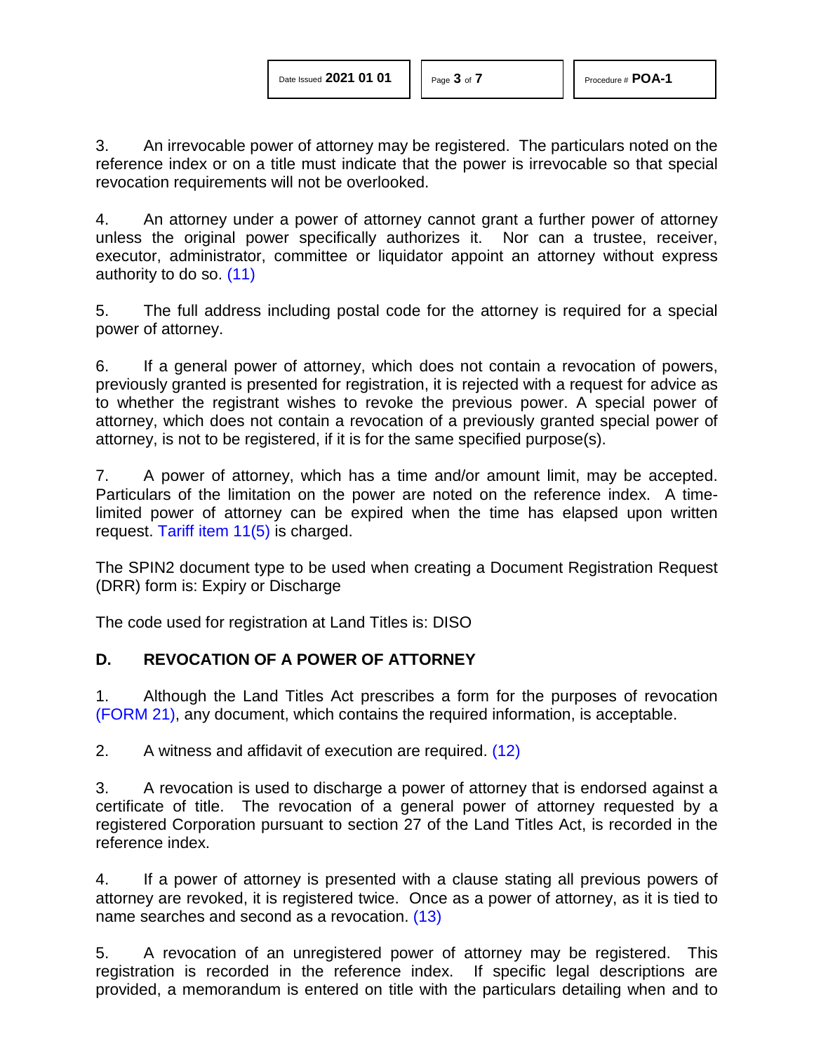3. An irrevocable power of attorney may be registered. The particulars noted on the reference index or on a title must indicate that the power is irrevocable so that special revocation requirements will not be overlooked.

4. An attorney under a power of attorney cannot grant a further power of attorney unless the original power specifically authorizes it. Nor can a trustee, receiver, executor, administrator, committee or liquidator appoint an attorney without express authority to do so. (11)

5. The full address including postal code for the attorney is required for a special power of attorney.

6. If a general power of attorney, which does not contain a revocation of powers, previously granted is presented for registration, it is rejected with a request for advice as to whether the registrant wishes to revoke the previous power. A special power of attorney, which does not contain a revocation of a previously granted special power of attorney, is not to be registered, if it is for the same specified purpose(s).

7. A power of attorney, which has a time and/or amount limit, may be accepted. Particulars of the limitation on the power are noted on the reference index. A time-limited power of attorney can be expired when the time has elapsed upon written request. Tariff item 11(5) is charged.

The SPIN2 document type to be used when creating a Document Registration Request (DRR) form is: Expiry or Discharge

The code used for registration at Land Titles is: DISO

## D. REVOCATION OF A POWER OF ATTORNEY

1. Although the Land Titles Act prescribes a form for the purposes of revocation (FORM 21), any document, which contains the required information, is acceptable.

2. A witness and affidavit of execution are required. (12)

3. A revocation is used to discharge a power of attorney that is endorsed against a certificate of title. The revocation of a general power of attorney requested by a registered Corporation pursuant to section 27 of the Land Titles Act, is recorded in the reference index.

4. If a power of attorney is presented with a clause stating all previous powers of attorney are revoked, it is registered twice. Once as a power of attorney, as it is tied to name searches and second as a revocation. (13)

5. A revocation of an unregistered power of attorney may be registered. This registration is recorded in the reference index. If specific legal descriptions are provided, a memorandum is entered on title with the particulars detailing when and to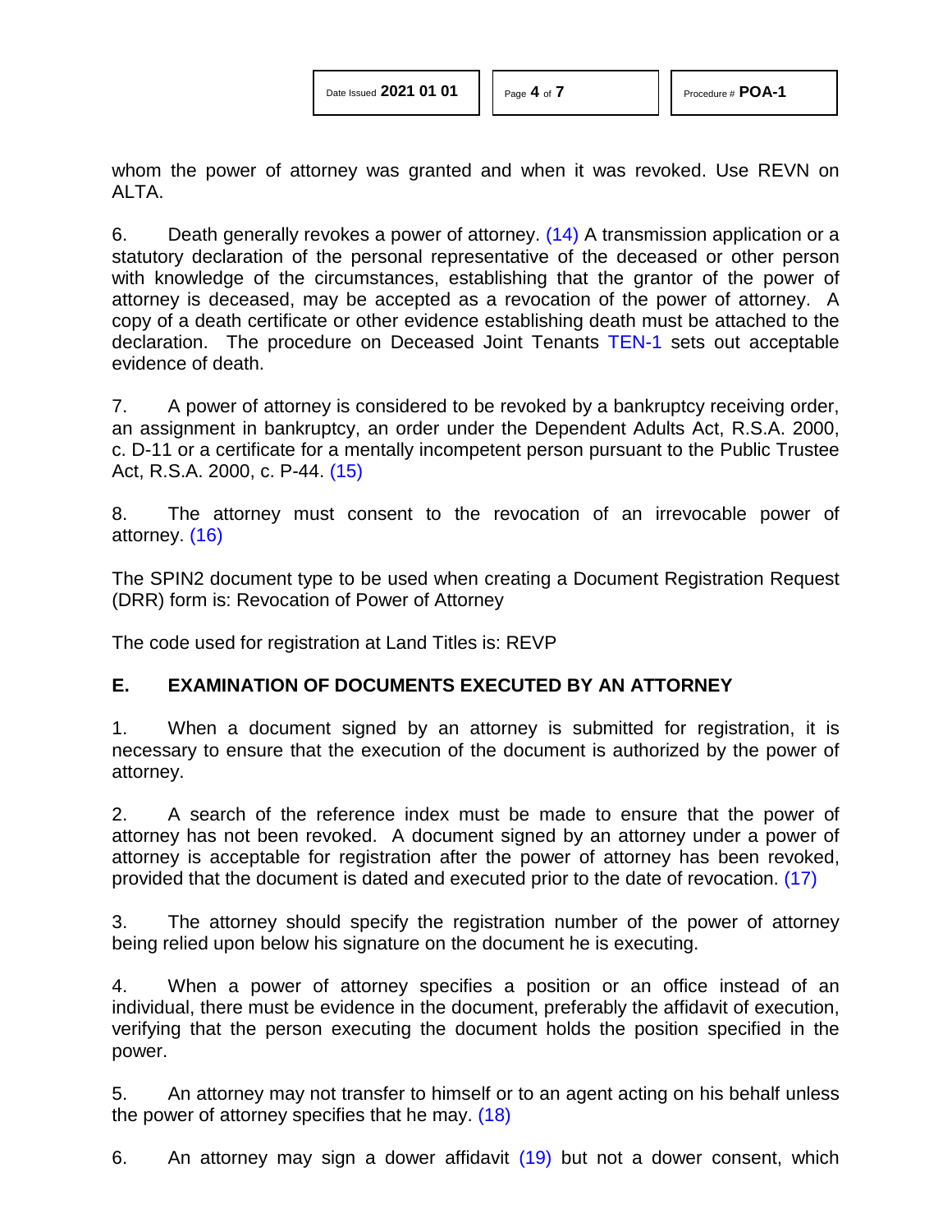whom the power of attorney was granted and when it was revoked. Use REVN on ALTA.

6. Death generally revokes a power of attorney. (14) A transmission application or a statutory declaration of the personal representative of the deceased or other person with knowledge of the circumstances, establishing that the grantor of the power of attorney is deceased, may be accepted as a revocation of the power of attorney. A copy of a death certificate or other evidence establishing death must be attached to the declaration. The procedure on Deceased Joint Tenants TEN-1 sets out acceptable evidence of death.

7. A power of attorney is considered to be revoked by a bankruptcy receiving order, an assignment in bankruptcy, an order under the Dependent Adults Act, R.S.A. 2000, c. D-11 or a certificate for a mentally incompetent person pursuant to the Public Trustee Act, R.S.A. 2000, c. P-44. (15)

8. The attorney must consent to the revocation of an irrevocable power of attorney. (16)

The SPIN2 document type to be used when creating a Document Registration Request (DRR) form is: Revocation of Power of Attorney

The code used for registration at Land Titles is: REVP

## E. EXAMINATION OF DOCUMENTS EXECUTED BY AN ATTORNEY

1. When a document signed by an attorney is submitted for registration, it is necessary to ensure that the execution of the document is authorized by the power of attorney.

2. A search of the reference index must be made to ensure that the power of attorney has not been revoked. A document signed by an attorney under a power of attorney is acceptable for registration after the power of attorney has been revoked, provided that the document is dated and executed prior to the date of revocation. (17)

3. The attorney should specify the registration number of the power of attorney being relied upon below his signature on the document he is executing.

4. When a power of attorney specifies a position or an office instead of an individual, there must be evidence in the document, preferably the affidavit of execution, verifying that the person executing the document holds the position specified in the power.

5. An attorney may not transfer to himself or to an agent acting on his behalf unless the power of attorney specifies that he may. (18)

6. An attorney may sign a dower affidavit (19) but not a dower consent, which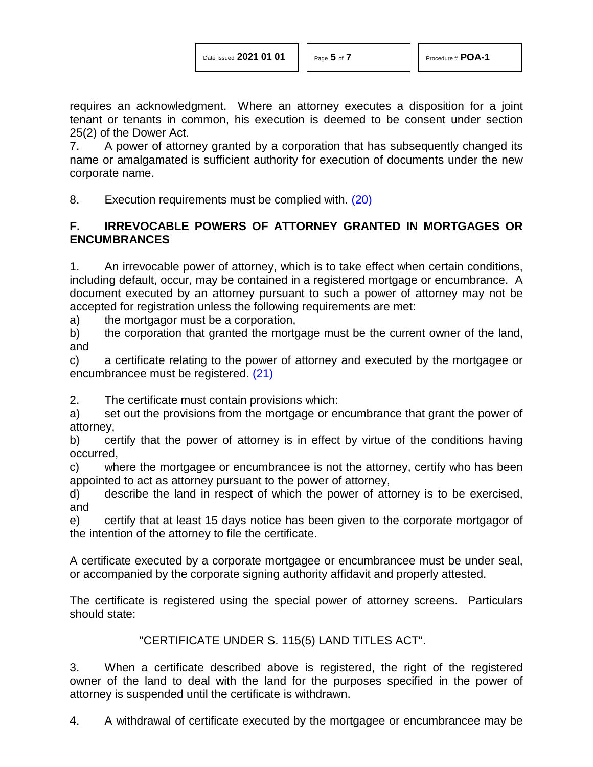requires an acknowledgment. Where an attorney executes a disposition for a joint tenant or tenants in common, his execution is deemed to be consent under section 25(2) of the Dower Act.

7. A power of attorney granted by a corporation that has subsequently changed its name or amalgamated is sufficient authority for execution of documents under the new corporate name.

8. Execution requirements must be complied with. (20)

## F. IRREVOCABLE POWERS OF ATTORNEY GRANTED IN MORTGAGES OR ENCUMBRANCES

1. An irrevocable power of attorney, which is to take effect when certain conditions, including default, occur, may be contained in a registered mortgage or encumbrance. A document executed by an attorney pursuant to such a power of attorney may not be accepted for registration unless the following requirements are met:

a) the mortgagor must be a corporation,

b) the corporation that granted the mortgage must be the current owner of the land, and

c) a certificate relating to the power of attorney and executed by the mortgagee or encumbrancee must be registered. (21)

2. The certificate must contain provisions which:

a) set out the provisions from the mortgage or encumbrance that grant the power of attorney,

b) certify that the power of attorney is in effect by virtue of the conditions having occurred,

c) where the mortgagee or encumbrancee is not the attorney, certify who has been appointed to act as attorney pursuant to the power of attorney,

d) describe the land in respect of which the power of attorney is to be exercised, and

e) certify that at least 15 days notice has been given to the corporate mortgagor of the intention of the attorney to file the certificate.

A certificate executed by a corporate mortgagee or encumbrancee must be under seal, or accompanied by the corporate signing authority affidavit and properly attested.

The certificate is registered using the special power of attorney screens. Particulars should state:

"CERTIFICATE UNDER S. 115(5) LAND TITLES ACT".

3. When a certificate described above is registered, the right of the registered owner of the land to deal with the land for the purposes specified in the power of attorney is suspended until the certificate is withdrawn.

4. A withdrawal of certificate executed by the mortgagee or encumbrancee may be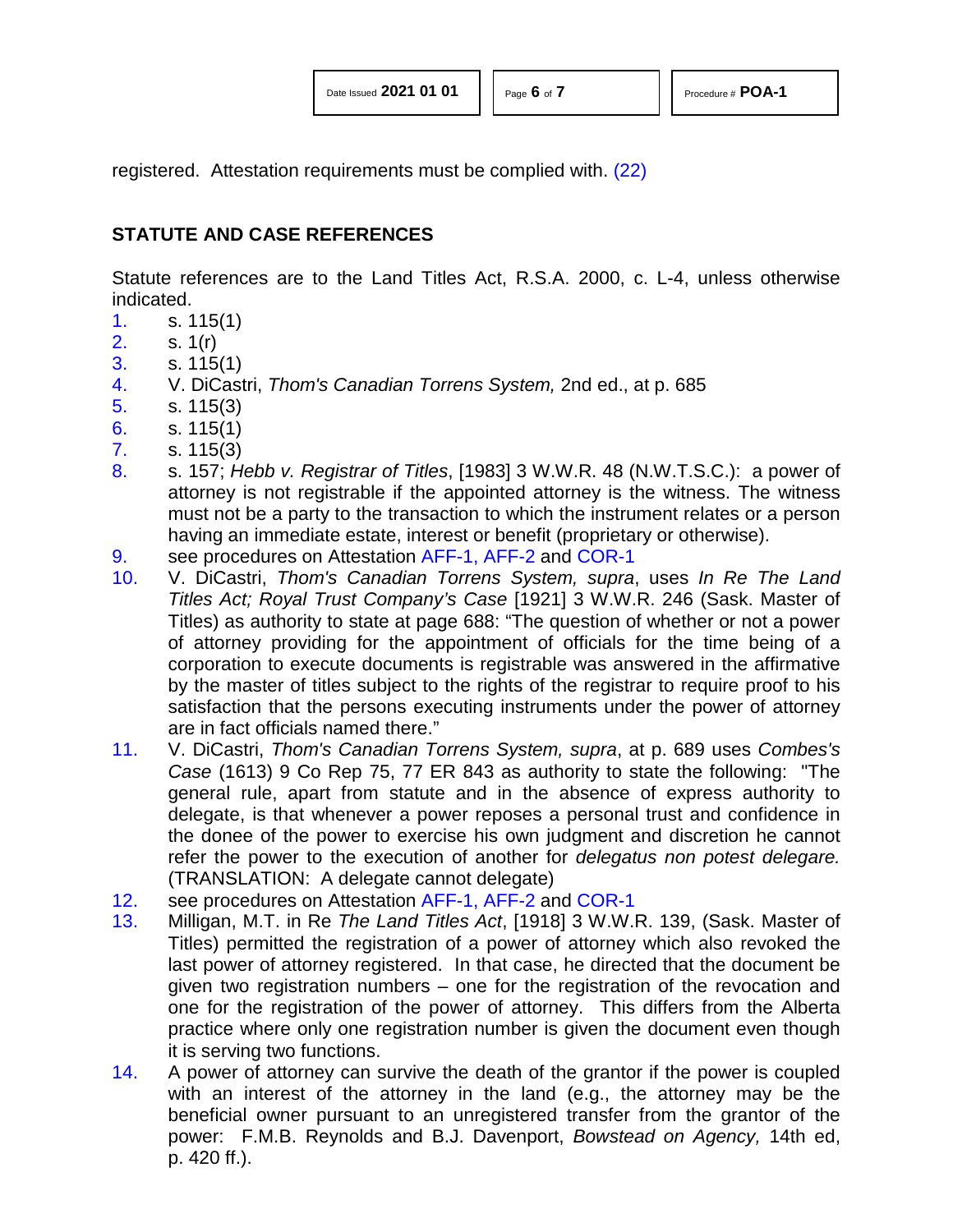registered. Attestation requirements must be complied with. (22)

## STATUTE AND CASE REFERENCES

Statute references are to the Land Titles Act, R.S.A. 2000, c. L-4, unless otherwise indicated.

1. s. 115(1)
2. s. 1(r)
3. s. 115(1)
4. V. DiCastri, *Thom's Canadian Torrens System,* 2nd ed., at p. 685
5. s. 115(3)
6. s. 115(1)
7. s. 115(3)
8. s. 157; *Hebb v. Registrar of Titles*, [1983] 3 W.W.R. 48 (N.W.T.S.C.): a power of attorney is not registrable if the appointed attorney is the witness. The witness must not be a party to the transaction to which the instrument relates or a person having an immediate estate, interest or benefit (proprietary or otherwise).
9. see procedures on Attestation AFF-1, AFF-2 and COR-1
10. V. DiCastri, *Thom's Canadian Torrens System, supra*, uses *In Re The Land Titles Act; Royal Trust Company's Case* [1921] 3 W.W.R. 246 (Sask. Master of Titles) as authority to state at page 688: "The question of whether or not a power of attorney providing for the appointment of officials for the time being of a corporation to execute documents is registrable was answered in the affirmative by the master of titles subject to the rights of the registrar to require proof to his satisfaction that the persons executing instruments under the power of attorney are in fact officials named there."
11. V. DiCastri, *Thom's Canadian Torrens System, supra*, at p. 689 uses *Combes's Case* (1613) 9 Co Rep 75, 77 ER 843 as authority to state the following: "The general rule, apart from statute and in the absence of express authority to delegate, is that whenever a power reposes a personal trust and confidence in the donee of the power to exercise his own judgment and discretion he cannot refer the power to the execution of another for *delegatus non potest delegare.* (TRANSLATION: A delegate cannot delegate)
12. see procedures on Attestation AFF-1, AFF-2 and COR-1
13. Milligan, M.T. in Re *The Land Titles Act*, [1918] 3 W.W.R. 139, (Sask. Master of Titles) permitted the registration of a power of attorney which also revoked the last power of attorney registered. In that case, he directed that the document be given two registration numbers – one for the registration of the revocation and one for the registration of the power of attorney. This differs from the Alberta practice where only one registration number is given the document even though it is serving two functions.
14. A power of attorney can survive the death of the grantor if the power is coupled with an interest of the attorney in the land (e.g., the attorney may be the beneficial owner pursuant to an unregistered transfer from the grantor of the power: F.M.B. Reynolds and B.J. Davenport, *Bowstead on Agency,* 14th ed, p. 420 ff.).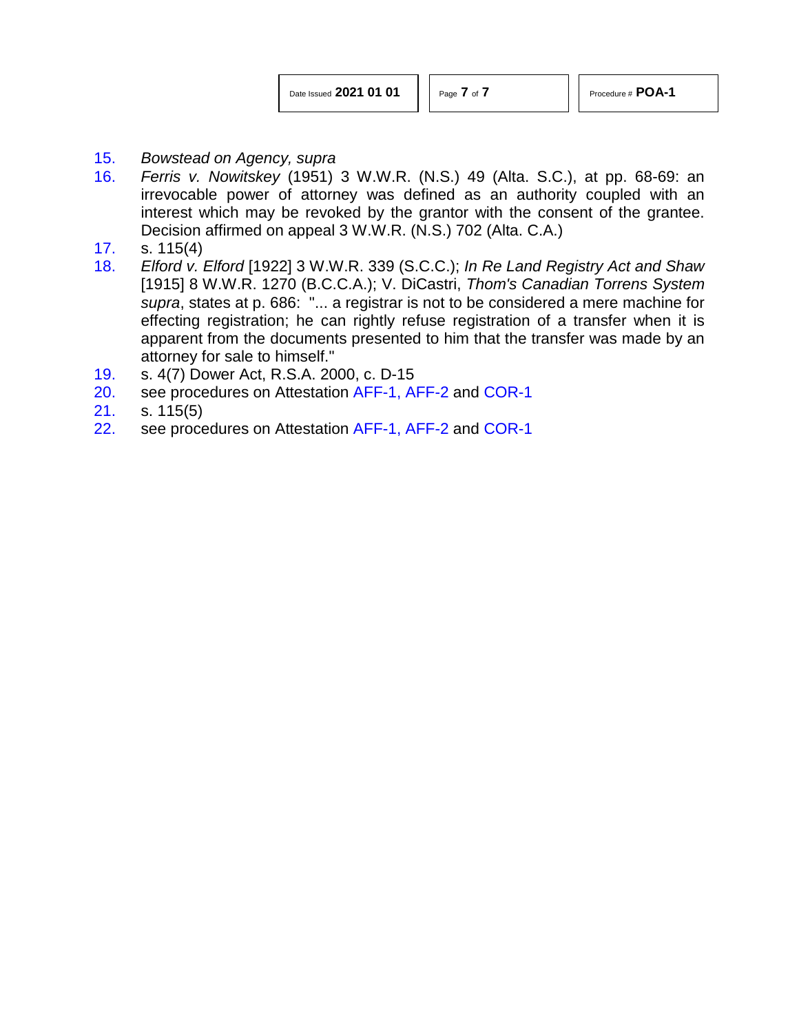15. *Bowstead on Agency, supra*
16. *Ferris v. Nowitskey* (1951) 3 W.W.R. (N.S.) 49 (Alta. S.C.), at pp. 68-69: an irrevocable power of attorney was defined as an authority coupled with an interest which may be revoked by the grantor with the consent of the grantee. Decision affirmed on appeal 3 W.W.R. (N.S.) 702 (Alta. C.A.)
17. s. 115(4)
18. *Elford v. Elford* [1922] 3 W.W.R. 339 (S.C.C.); *In Re Land Registry Act and Shaw* [1915] 8 W.W.R. 1270 (B.C.C.A.); V. DiCastri, *Thom's Canadian Torrens System supra*, states at p. 686: "... a registrar is not to be considered a mere machine for effecting registration; he can rightly refuse registration of a transfer when it is apparent from the documents presented to him that the transfer was made by an attorney for sale to himself."
19. s. 4(7) Dower Act, R.S.A. 2000, c. D-15
20. see procedures on Attestation AFF-1, AFF-2 and COR-1
21. s. 115(5)
22. see procedures on Attestation AFF-1, AFF-2 and COR-1